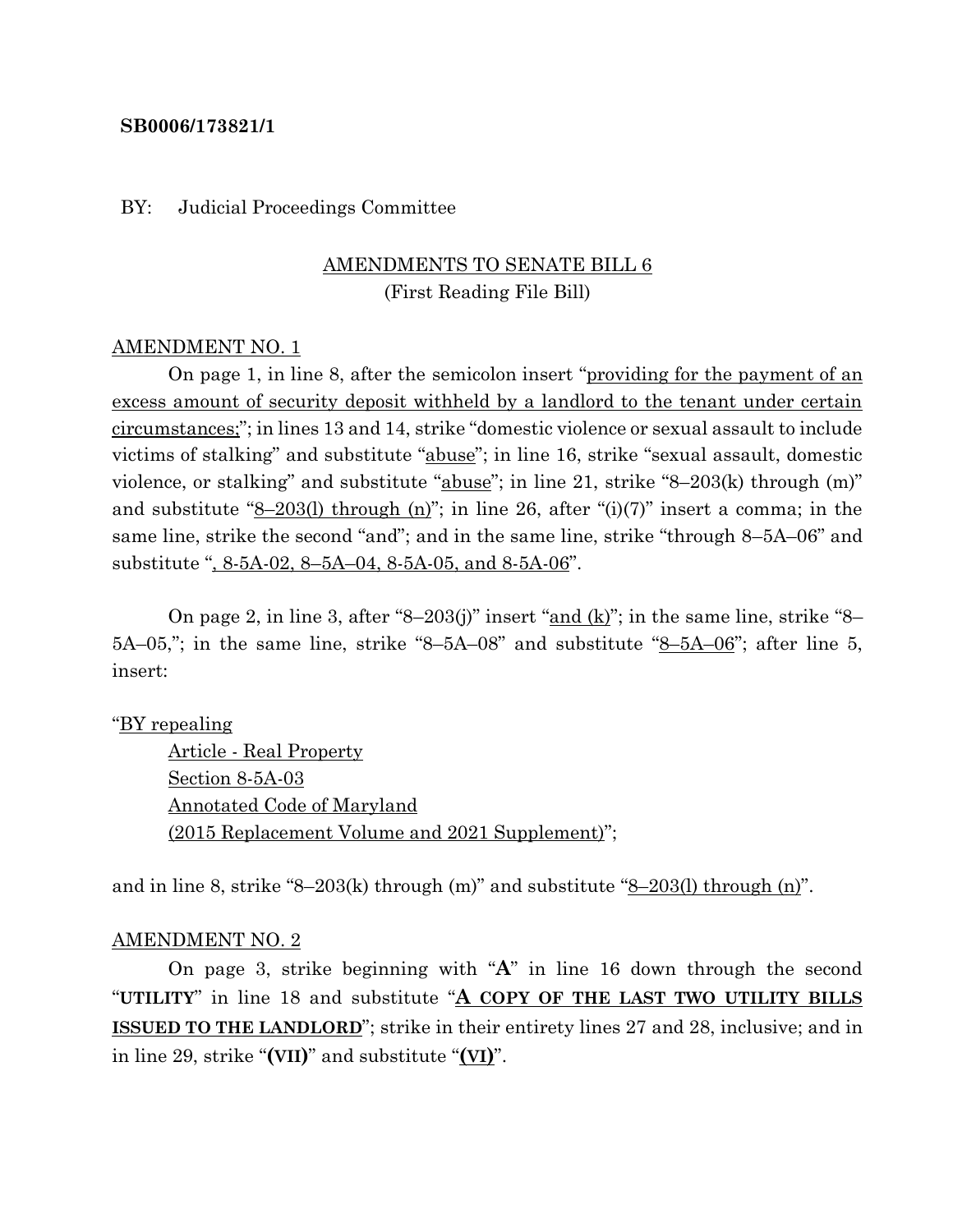**SB0006/173821/1**

BY: Judicial Proceedings Committee

AMENDMENTS TO SENATE BILL 6
(First Reading File Bill)

AMENDMENT NO. 1

On page 1, in line 8, after the semicolon insert "providing for the payment of an excess amount of security deposit withheld by a landlord to the tenant under certain circumstances;"; in lines 13 and 14, strike "domestic violence or sexual assault to include victims of stalking" and substitute "abuse"; in line 16, strike "sexual assault, domestic violence, or stalking" and substitute "abuse"; in line 21, strike "8–203(k) through (m)" and substitute "8–203(l) through (n)"; in line 26, after "(i)(7)" insert a comma; in the same line, strike the second "and"; and in the same line, strike "through 8–5A–06" and substitute ", 8-5A-02, 8–5A–04, 8-5A-05, and 8-5A-06".

On page 2, in line 3, after "8–203(j)" insert "and (k)"; in the same line, strike "8–5A–05,"; in the same line, strike "8–5A–08" and substitute "8–5A–06"; after line 5, insert:

"BY repealing
Article - Real Property
Section 8-5A-03
Annotated Code of Maryland
(2015 Replacement Volume and 2021 Supplement)";

and in line 8, strike "8–203(k) through (m)" and substitute "8–203(l) through (n)".

AMENDMENT NO. 2

On page 3, strike beginning with "**A**" in line 16 down through the second "**UTILITY**" in line 18 and substitute "**A COPY OF THE LAST TWO UTILITY BILLS ISSUED TO THE LANDLORD**"; strike in their entirety lines 27 and 28, inclusive; and in in line 29, strike "**(VII)**" and substitute "**(VI)**".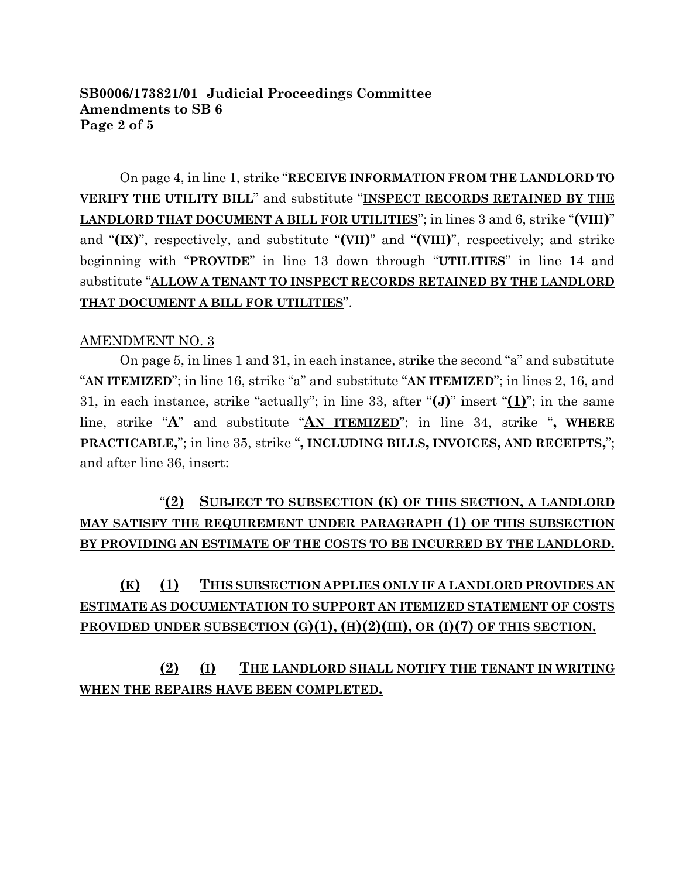**SB0006/173821/01 Judicial Proceedings Committee**
**Amendments to SB 6**
**Page 2 of 5**

On page 4, in line 1, strike "**RECEIVE INFORMATION FROM THE LANDLORD TO VERIFY THE UTILITY BILL**" and substitute "**INSPECT RECORDS RETAINED BY THE LANDLORD THAT DOCUMENT A BILL FOR UTILITIES**"; in lines 3 and 6, strike "**(VIII)**" and "**(IX)**", respectively, and substitute "**(VII)**" and "**(VIII)**", respectively; and strike beginning with "**PROVIDE**" in line 13 down through "**UTILITIES**" in line 14 and substitute "**ALLOW A TENANT TO INSPECT RECORDS RETAINED BY THE LANDLORD THAT DOCUMENT A BILL FOR UTILITIES**".

AMENDMENT NO. 3

On page 5, in lines 1 and 31, in each instance, strike the second "a" and substitute "**AN ITEMIZED**"; in line 16, strike "a" and substitute "**AN ITEMIZED**"; in lines 2, 16, and 31, in each instance, strike "actually"; in line 33, after "**(J)**" insert "**(1)**"; in the same line, strike "**A**" and substitute "**AN ITEMIZED**"; in line 34, strike "**, WHERE PRACTICABLE,**"; in line 35, strike "**, INCLUDING BILLS, INVOICES, AND RECEIPTS,**"; and after line 36, insert:

"**(2) SUBJECT TO SUBSECTION (K) OF THIS SECTION, A LANDLORD MAY SATISFY THE REQUIREMENT UNDER PARAGRAPH (1) OF THIS SUBSECTION BY PROVIDING AN ESTIMATE OF THE COSTS TO BE INCURRED BY THE LANDLORD.**

**(K) (1) THIS SUBSECTION APPLIES ONLY IF A LANDLORD PROVIDES AN ESTIMATE AS DOCUMENTATION TO SUPPORT AN ITEMIZED STATEMENT OF COSTS PROVIDED UNDER SUBSECTION (G)(1), (H)(2)(III), OR (I)(7) OF THIS SECTION.**

**(2) (I) THE LANDLORD SHALL NOTIFY THE TENANT IN WRITING WHEN THE REPAIRS HAVE BEEN COMPLETED.**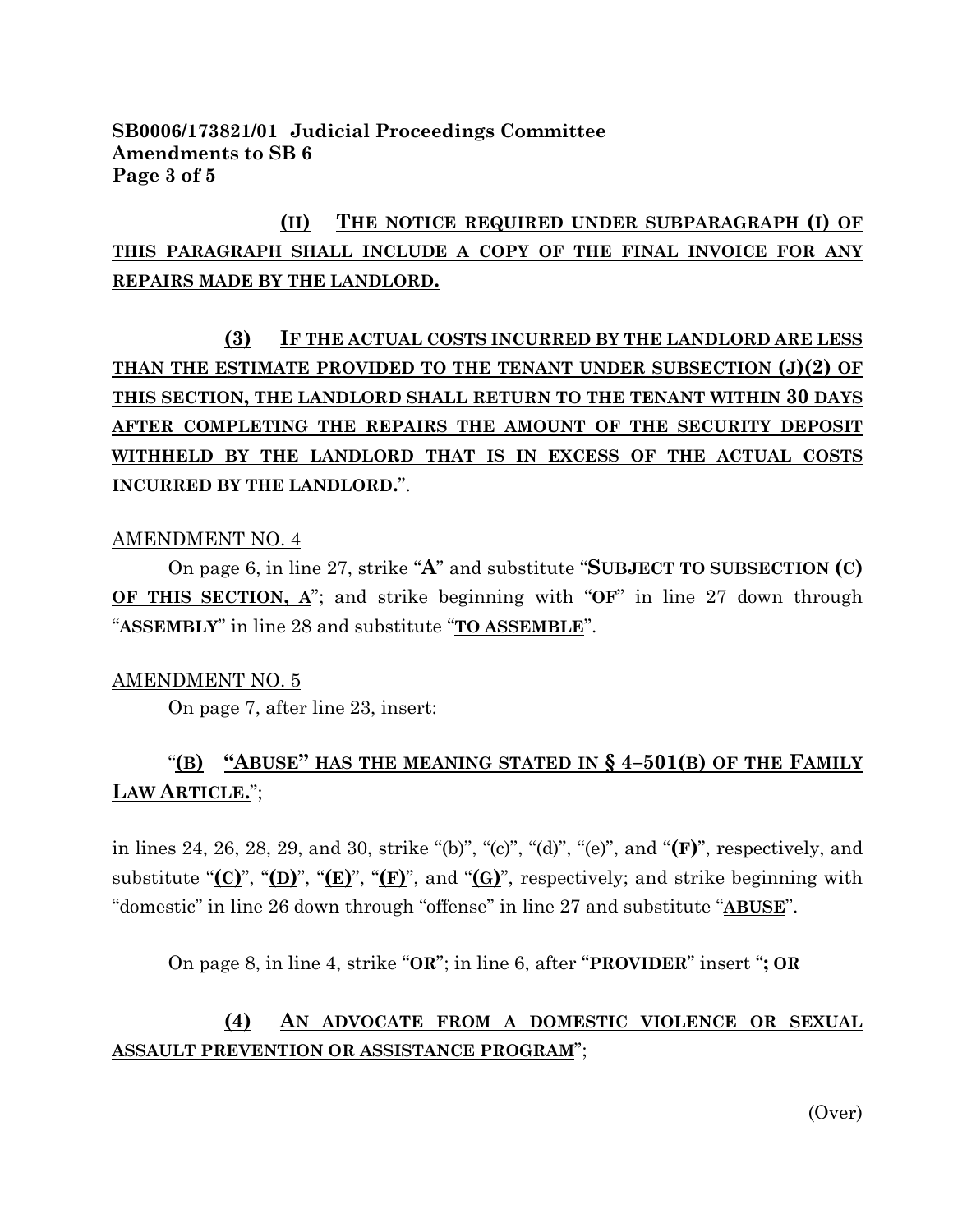**SB0006/173821/01 Judicial Proceedings Committee**
**Amendments to SB 6**

**(II) THE NOTICE REQUIRED UNDER SUBPARAGRAPH (I) OF THIS PARAGRAPH SHALL INCLUDE A COPY OF THE FINAL INVOICE FOR ANY REPAIRS MADE BY THE LANDLORD.**

**(3) IF THE ACTUAL COSTS INCURRED BY THE LANDLORD ARE LESS THAN THE ESTIMATE PROVIDED TO THE TENANT UNDER SUBSECTION (J)(2) OF THIS SECTION, THE LANDLORD SHALL RETURN TO THE TENANT WITHIN 30 DAYS AFTER COMPLETING THE REPAIRS THE AMOUNT OF THE SECURITY DEPOSIT WITHHELD BY THE LANDLORD THAT IS IN EXCESS OF THE ACTUAL COSTS INCURRED BY THE LANDLORD.**".

AMENDMENT NO. 4

On page 6, in line 27, strike "**A**" and substitute "**SUBJECT TO SUBSECTION (C) OF THIS SECTION, A**"; and strike beginning with "**OF**" in line 27 down through "**ASSEMBLY**" in line 28 and substitute "**TO ASSEMBLE**".

AMENDMENT NO. 5

On page 7, after line 23, insert:

"**(B) "ABUSE" HAS THE MEANING STATED IN § 4–501(B) OF THE FAMILY LAW ARTICLE.**";

in lines 24, 26, 28, 29, and 30, strike "(b)", "(c)", "(d)", "(e)", and "**(F)**", respectively, and substitute "**(C)**", "**(D)**", "**(E)**", "**(F)**", and "**(G)**", respectively; and strike beginning with "domestic" in line 26 down through "offense" in line 27 and substitute "**ABUSE**".

On page 8, in line 4, strike "**OR**"; in line 6, after "**PROVIDER**" insert "**; OR**

**(4) AN ADVOCATE FROM A DOMESTIC VIOLENCE OR SEXUAL ASSAULT PREVENTION OR ASSISTANCE PROGRAM**";

(Over)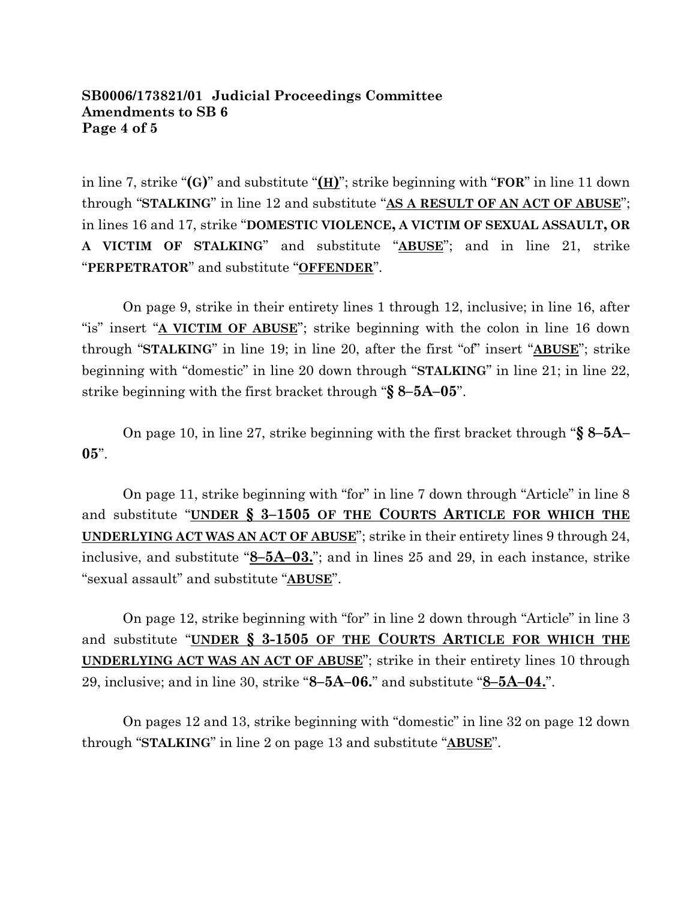**SB0006/173821/01 Judicial Proceedings Committee**
**Amendments to SB 6**

in line 7, strike "**(G)**" and substitute "**<u>(H)</u>**"; strike beginning with "**FOR**" in line 11 down through "**STALKING**" in line 12 and substitute "**<u>AS A RESULT OF AN ACT OF ABUSE</u>**"; in lines 16 and 17, strike "**DOMESTIC VIOLENCE, A VICTIM OF SEXUAL ASSAULT, OR A VICTIM OF STALKING**" and substitute "**<u>ABUSE</u>**"; and in line 21, strike "**PERPETRATOR**" and substitute "**<u>OFFENDER</u>**".

On page 9, strike in their entirety lines 1 through 12, inclusive; in line 16, after "is" insert "**<u>A VICTIM OF ABUSE</u>**"; strike beginning with the colon in line 16 down through "**STALKING**" in line 19; in line 20, after the first "of" insert "**<u>ABUSE</u>**"; strike beginning with "domestic" in line 20 down through "**STALKING**" in line 21; in line 22, strike beginning with the first bracket through "**§ 8–5A–05**".

On page 10, in line 27, strike beginning with the first bracket through "**§ 8–5A–05**".

On page 11, strike beginning with "for" in line 7 down through "Article" in line 8 and substitute "**<u>UNDER § 3–1505 OF THE COURTS ARTICLE FOR WHICH THE UNDERLYING ACT WAS AN ACT OF ABUSE</u>**"; strike in their entirety lines 9 through 24, inclusive, and substitute "**<u>8–5A–03.</u>**"; and in lines 25 and 29, in each instance, strike "sexual assault" and substitute "**<u>ABUSE</u>**".

On page 12, strike beginning with "for" in line 2 down through "Article" in line 3 and substitute "**<u>UNDER § 3-1505 OF THE COURTS ARTICLE FOR WHICH THE UNDERLYING ACT WAS AN ACT OF ABUSE</u>**"; strike in their entirety lines 10 through 29, inclusive; and in line 30, strike "**8–5A–06.**" and substitute "**<u>8–5A–04.</u>**".

On pages 12 and 13, strike beginning with "domestic" in line 32 on page 12 down through "**STALKING**" in line 2 on page 13 and substitute "**<u>ABUSE</u>**".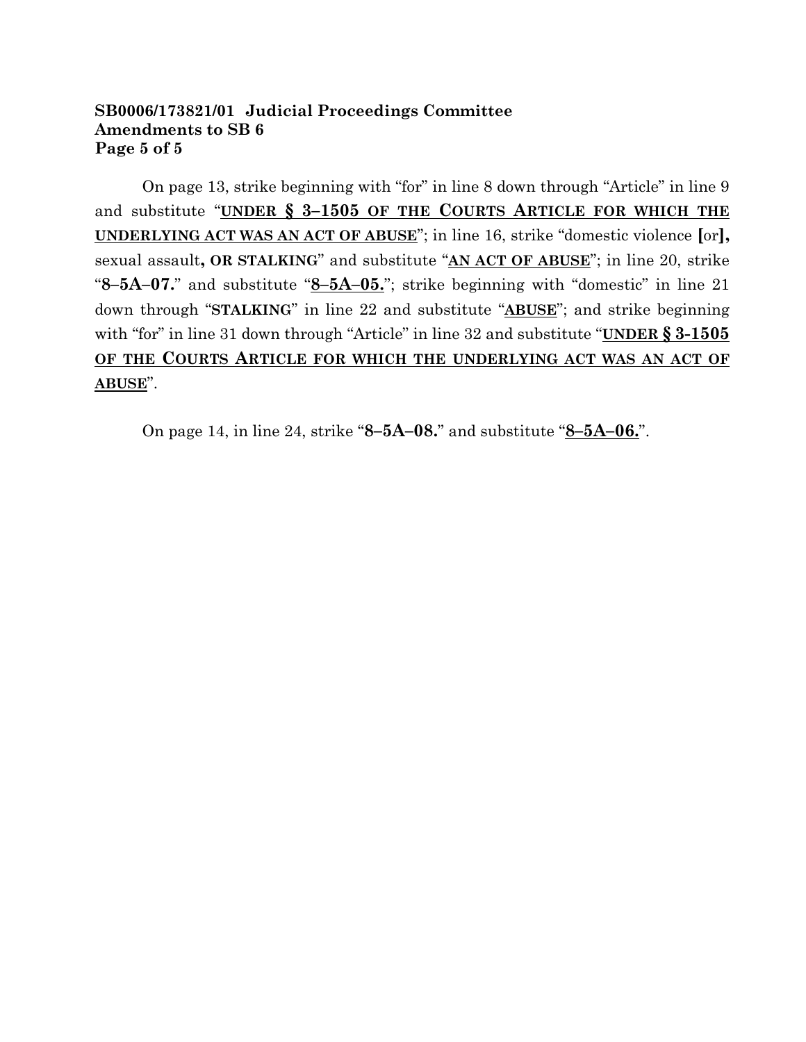**SB0006/173821/01 Judicial Proceedings Committee**
**Amendments to SB 6**
**Page 5 of 5**

On page 13, strike beginning with "for" in line 8 down through "Article" in line 9 and substitute "**UNDER § 3–1505 OF THE COURTS ARTICLE FOR WHICH THE UNDERLYING ACT WAS AN ACT OF ABUSE**"; in line 16, strike "domestic violence **[**or**],** sexual assault**, OR STALKING**" and substitute "**AN ACT OF ABUSE**"; in line 20, strike "**8–5A–07.**" and substitute "**8–5A–05.**"; strike beginning with "domestic" in line 21 down through "**STALKING**" in line 22 and substitute "**ABUSE**"; and strike beginning with "for" in line 31 down through "Article" in line 32 and substitute "**UNDER § 3-1505 OF THE COURTS ARTICLE FOR WHICH THE UNDERLYING ACT WAS AN ACT OF ABUSE**".

On page 14, in line 24, strike "**8–5A–08.**" and substitute "**8–5A–06.**".